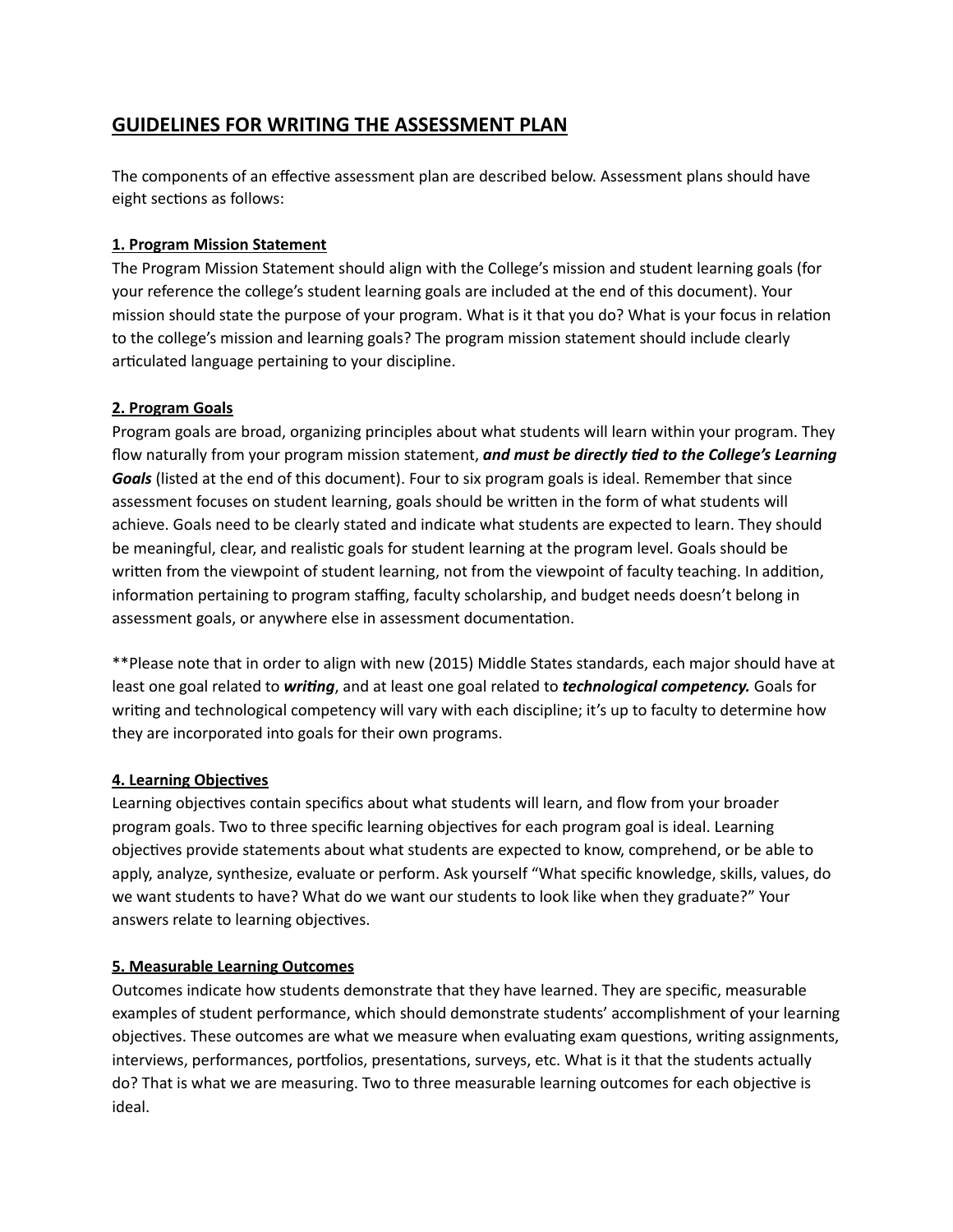## GUIDELINES FOR WRITING THE ASSESSMENT PLAN

The components of an effective assessment plan are described below. Assessment plans should have eight sections as follows:

### 1. Program Mission Statement

The Program Mission Statement should align with the College's mission and student learning goals (for your reference the college's student learning goals are included at the end of this document). Your mission should state the purpose of your program. What is it that you do? What is your focus in relation to the college's mission and learning goals? The program mission statement should include clearly articulated language pertaining to your discipline.

### 2. Program Goals

Program goals are broad, organizing principles about what students will learn within your program. They flow naturally from your program mission statement, ***and must be directly tied to the College's Learning Goals*** (listed at the end of this document). Four to six program goals is ideal. Remember that since assessment focuses on student learning, goals should be written in the form of what students will achieve. Goals need to be clearly stated and indicate what students are expected to learn. They should be meaningful, clear, and realistic goals for student learning at the program level. Goals should be written from the viewpoint of student learning, not from the viewpoint of faculty teaching. In addition, information pertaining to program staffing, faculty scholarship, and budget needs doesn't belong in assessment goals, or anywhere else in assessment documentation.

**Please note that in order to align with new (2015) Middle States standards, each major should have at least one goal related to ***writing***, and at least one goal related to ***technological competency.*** Goals for writing and technological competency will vary with each discipline; it's up to faculty to determine how they are incorporated into goals for their own programs.

### 4. Learning Objectives

Learning objectives contain specifics about what students will learn, and flow from your broader program goals. Two to three specific learning objectives for each program goal is ideal. Learning objectives provide statements about what students are expected to know, comprehend, or be able to apply, analyze, synthesize, evaluate or perform. Ask yourself "What specific knowledge, skills, values, do we want students to have? What do we want our students to look like when they graduate?" Your answers relate to learning objectives.

### 5. Measurable Learning Outcomes

Outcomes indicate how students demonstrate that they have learned. They are specific, measurable examples of student performance, which should demonstrate students' accomplishment of your learning objectives. These outcomes are what we measure when evaluating exam questions, writing assignments, interviews, performances, portfolios, presentations, surveys, etc. What is it that the students actually do? That is what we are measuring. Two to three measurable learning outcomes for each objective is ideal.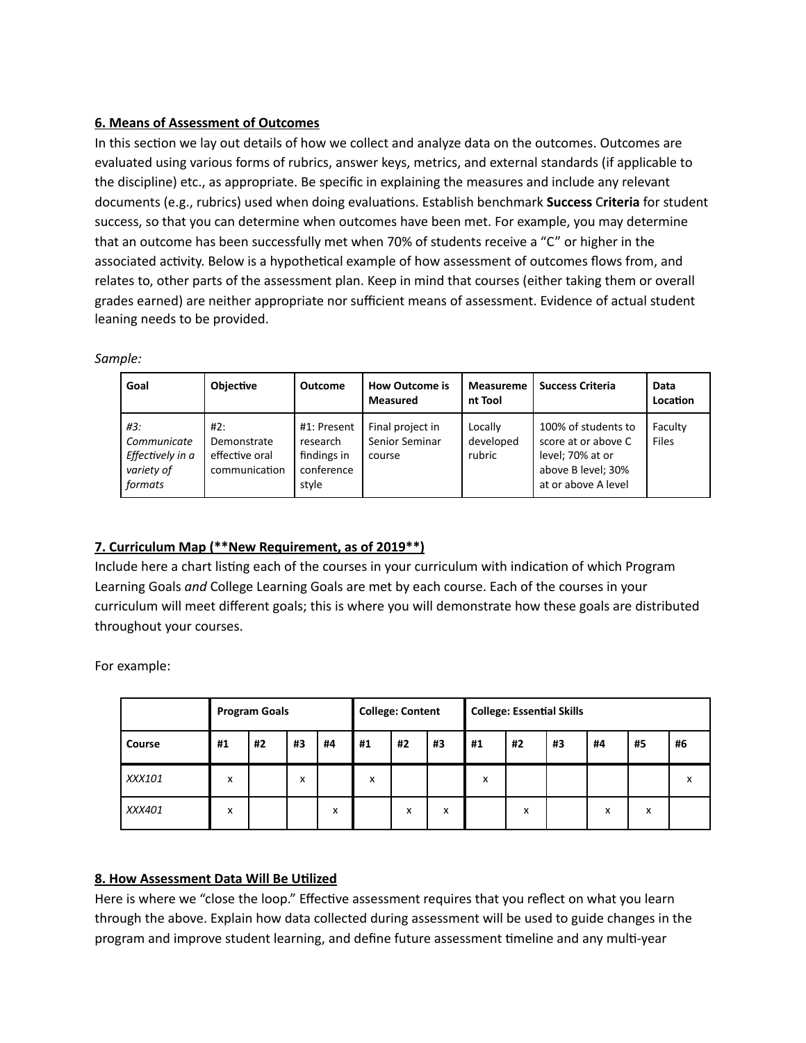**6. Means of Assessment of Outcomes**

In this section we lay out details of how we collect and analyze data on the outcomes. Outcomes are evaluated using various forms of rubrics, answer keys, metrics, and external standards (if applicable to the discipline) etc., as appropriate. Be specific in explaining the measures and include any relevant documents (e.g., rubrics) used when doing evaluations. Establish benchmark **Success** C**riteria** for student success, so that you can determine when outcomes have been met. For example, you may determine that an outcome has been successfully met when 70% of students receive a "C" or higher in the associated activity. Below is a hypothetical example of how assessment of outcomes flows from, and relates to, other parts of the assessment plan. Keep in mind that courses (either taking them or overall grades earned) are neither appropriate nor sufficient means of assessment. Evidence of actual student leaning needs to be provided.

*Sample:*

| Goal | Objective | Outcome | How Outcome is Measured | Measurement Tool | Success Criteria | Data Location |
|---|---|---|---|---|---|---|
| *#3: Communicate Effectively in a variety of formats* | #2: Demonstrate effective oral communication | #1: Present research findings in conference style | Final project in Senior Seminar course | Locally developed rubric | 100% of students to score at or above C level; 70% at or above B level; 30% at or above A level | Faculty Files |

**7. Curriculum Map (**New Requirement, as of 2019**)**

Include here a chart listing each of the courses in your curriculum with indication of which Program Learning Goals *and* College Learning Goals are met by each course. Each of the courses in your curriculum will meet different goals; this is where you will demonstrate how these goals are distributed throughout your courses.

For example:

| | **Program Goals** | | | | **College: Content** | | | **College: Essential Skills** | | | | | |
|---|---|---|---|---|---|---|---|---|---|---|---|---|---|
| **Course** | **#1** | **#2** | **#3** | **#4** | **#1** | **#2** | **#3** | **#1** | **#2** | **#3** | **#4** | **#5** | **#6** |
| *XXX101* | x | | x | | x | | | x | | | | | x |
| *XXX401* | x | | | x | | x | x | | x | | x | x | |

**8. How Assessment Data Will Be Utilized**

Here is where we "close the loop." Effective assessment requires that you reflect on what you learn through the above. Explain how data collected during assessment will be used to guide changes in the program and improve student learning, and define future assessment timeline and any multi-year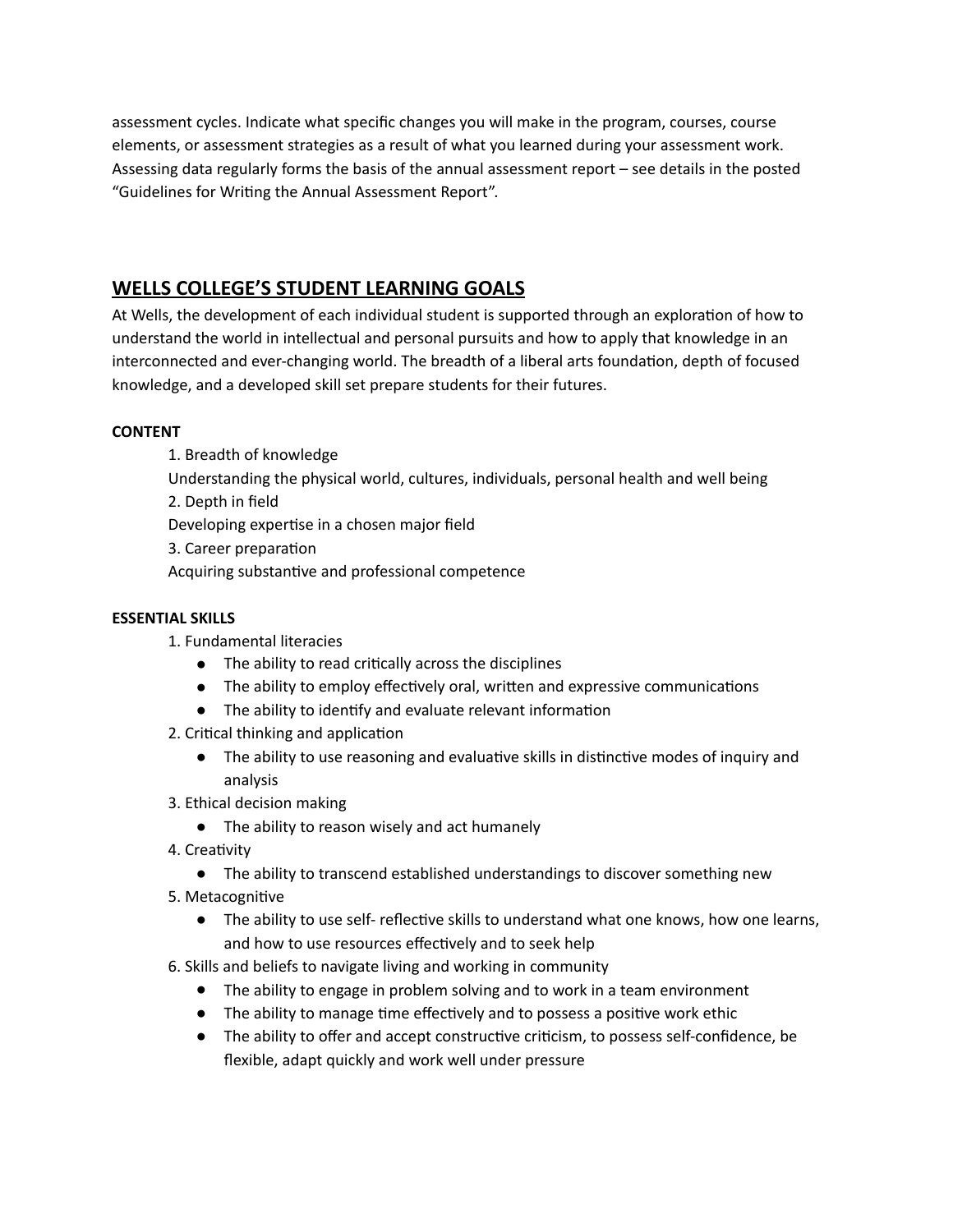assessment cycles. Indicate what specific changes you will make in the program, courses, course elements, or assessment strategies as a result of what you learned during your assessment work. Assessing data regularly forms the basis of the annual assessment report – see details in the posted "Guidelines for Writing the Annual Assessment Report".

## WELLS COLLEGE'S STUDENT LEARNING GOALS

At Wells, the development of each individual student is supported through an exploration of how to understand the world in intellectual and personal pursuits and how to apply that knowledge in an interconnected and ever-changing world. The breadth of a liberal arts foundation, depth of focused knowledge, and a developed skill set prepare students for their futures.

**CONTENT**

1. Breadth of knowledge
   Understanding the physical world, cultures, individuals, personal health and well being
2. Depth in field
   Developing expertise in a chosen major field
3. Career preparation
   Acquiring substantive and professional competence

**ESSENTIAL SKILLS**

1. Fundamental literacies
   - The ability to read critically across the disciplines
   - The ability to employ effectively oral, written and expressive communications
   - The ability to identify and evaluate relevant information
2. Critical thinking and application
   - The ability to use reasoning and evaluative skills in distinctive modes of inquiry and analysis
3. Ethical decision making
   - The ability to reason wisely and act humanely
4. Creativity
   - The ability to transcend established understandings to discover something new
5. Metacognitive
   - The ability to use self- reflective skills to understand what one knows, how one learns, and how to use resources effectively and to seek help
6. Skills and beliefs to navigate living and working in community
   - The ability to engage in problem solving and to work in a team environment
   - The ability to manage time effectively and to possess a positive work ethic
   - The ability to offer and accept constructive criticism, to possess self-confidence, be flexible, adapt quickly and work well under pressure